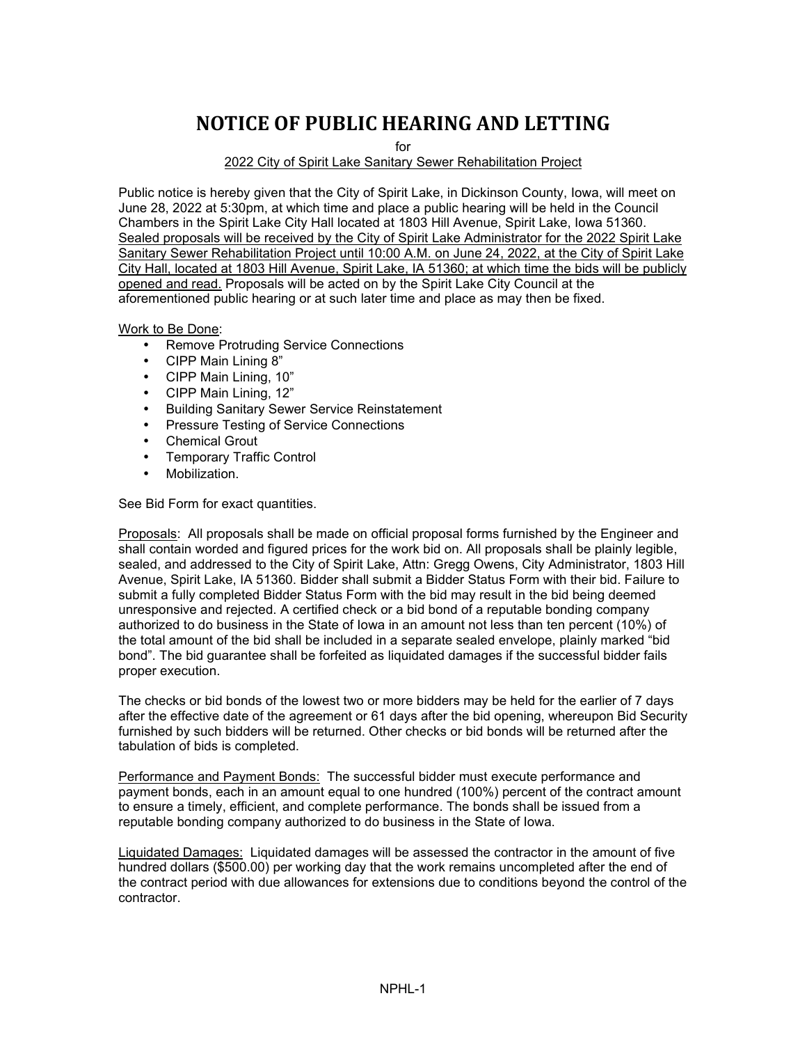# NOTICE OF PUBLIC HEARING AND LETTING

for

2022 City of Spirit Lake Sanitary Sewer Rehabilitation Project

Public notice is hereby given that the City of Spirit Lake, in Dickinson County, Iowa, will meet on June 28, 2022 at 5:30pm, at which time and place a public hearing will be held in the Council Chambers in the Spirit Lake City Hall located at 1803 Hill Avenue, Spirit Lake, Iowa 51360. Sealed proposals will be received by the City of Spirit Lake Administrator for the 2022 Spirit Lake Sanitary Sewer Rehabilitation Project until 10:00 A.M. on June 24, 2022, at the City of Spirit Lake City Hall, located at 1803 Hill Avenue, Spirit Lake, IA 51360; at which time the bids will be publicly opened and read. Proposals will be acted on by the Spirit Lake City Council at the aforementioned public hearing or at such later time and place as may then be fixed.

Work to Be Done:

- Remove Protruding Service Connections
- CIPP Main Lining 8"
- CIPP Main Lining, 10"
- CIPP Main Lining, 12"
- Building Sanitary Sewer Service Reinstatement
- Pressure Testing of Service Connections
- Chemical Grout
- Temporary Traffic Control
- Mobilization.

See Bid Form for exact quantities.

Proposals: All proposals shall be made on official proposal forms furnished by the Engineer and shall contain worded and figured prices for the work bid on. All proposals shall be plainly legible, sealed, and addressed to the City of Spirit Lake, Attn: Gregg Owens, City Administrator, 1803 Hill Avenue, Spirit Lake, IA 51360. Bidder shall submit a Bidder Status Form with their bid. Failure to submit a fully completed Bidder Status Form with the bid may result in the bid being deemed unresponsive and rejected. A certified check or a bid bond of a reputable bonding company authorized to do business in the State of Iowa in an amount not less than ten percent (10%) of the total amount of the bid shall be included in a separate sealed envelope, plainly marked "bid bond". The bid guarantee shall be forfeited as liquidated damages if the successful bidder fails proper execution.

The checks or bid bonds of the lowest two or more bidders may be held for the earlier of 7 days after the effective date of the agreement or 61 days after the bid opening, whereupon Bid Security furnished by such bidders will be returned. Other checks or bid bonds will be returned after the tabulation of bids is completed.

Performance and Payment Bonds: The successful bidder must execute performance and payment bonds, each in an amount equal to one hundred (100%) percent of the contract amount to ensure a timely, efficient, and complete performance. The bonds shall be issued from a reputable bonding company authorized to do business in the State of Iowa.

Liquidated Damages: Liquidated damages will be assessed the contractor in the amount of five hundred dollars ($500.00) per working day that the work remains uncompleted after the end of the contract period with due allowances for extensions due to conditions beyond the control of the contractor.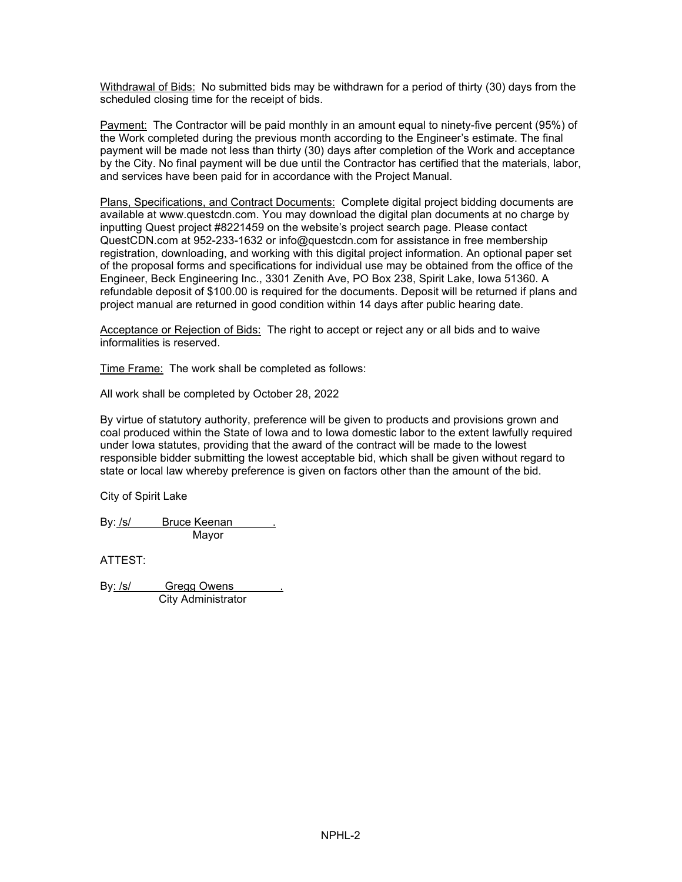Withdrawal of Bids: No submitted bids may be withdrawn for a period of thirty (30) days from the scheduled closing time for the receipt of bids.

Payment: The Contractor will be paid monthly in an amount equal to ninety-five percent (95%) of the Work completed during the previous month according to the Engineer's estimate. The final payment will be made not less than thirty (30) days after completion of the Work and acceptance by the City. No final payment will be due until the Contractor has certified that the materials, labor, and services have been paid for in accordance with the Project Manual.

Plans, Specifications, and Contract Documents: Complete digital project bidding documents are available at www.questcdn.com. You may download the digital plan documents at no charge by inputting Quest project #8221459 on the website's project search page. Please contact QuestCDN.com at 952-233-1632 or info@questcdn.com for assistance in free membership registration, downloading, and working with this digital project information. An optional paper set of the proposal forms and specifications for individual use may be obtained from the office of the Engineer, Beck Engineering Inc., 3301 Zenith Ave, PO Box 238, Spirit Lake, Iowa 51360. A refundable deposit of $100.00 is required for the documents. Deposit will be returned if plans and project manual are returned in good condition within 14 days after public hearing date.

Acceptance or Rejection of Bids: The right to accept or reject any or all bids and to waive informalities is reserved.

Time Frame: The work shall be completed as follows:

All work shall be completed by October 28, 2022

By virtue of statutory authority, preference will be given to products and provisions grown and coal produced within the State of Iowa and to Iowa domestic labor to the extent lawfully required under Iowa statutes, providing that the award of the contract will be made to the lowest responsible bidder submitting the lowest acceptable bid, which shall be given without regard to state or local law whereby preference is given on factors other than the amount of the bid.

City of Spirit Lake

By: /s/ Bruce Keenan .
Mayor

ATTEST:

By: /s/ Gregg Owens .
City Administrator